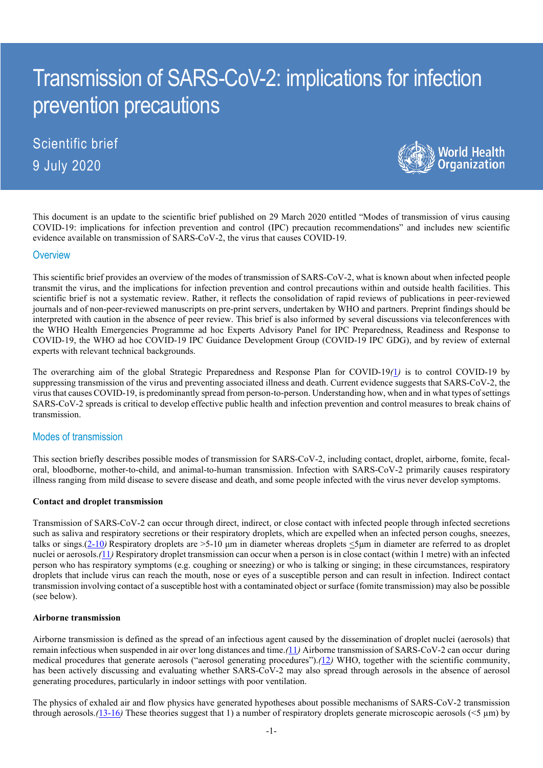# Transmission of SARS-CoV-2: implications for infection prevention precautions

Scientific brief

9 July 2020

World Health Organization

This document is an update to the scientific brief published on 29 March 2020 entitled "Modes of transmission of virus causing COVID-19: implications for infection prevention and control (IPC) precaution recommendations" and includes new scientific evidence available on transmission of SARS-CoV-2, the virus that causes COVID-19.

## Overview

This scientific brief provides an overview of the modes of transmission of SARS-CoV-2, what is known about when infected people transmit the virus, and the implications for infection prevention and control precautions within and outside health facilities. This scientific brief is not a systematic review. Rather, it reflects the consolidation of rapid reviews of publications in peer-reviewed journals and of non-peer-reviewed manuscripts on pre-print servers, undertaken by WHO and partners. Preprint findings should be interpreted with caution in the absence of peer review. This brief is also informed by several discussions via teleconferences with the WHO Health Emergencies Programme ad hoc Experts Advisory Panel for IPC Preparedness, Readiness and Response to COVID-19, the WHO ad hoc COVID-19 IPC Guidance Development Group (COVID-19 IPC GDG), and by review of external experts with relevant technical backgrounds.

The overarching aim of the global Strategic Preparedness and Response Plan for COVID-19(1) is to control COVID-19 by suppressing transmission of the virus and preventing associated illness and death. Current evidence suggests that SARS-CoV-2, the virus that causes COVID-19, is predominantly spread from person-to-person. Understanding how, when and in what types of settings SARS-CoV-2 spreads is critical to develop effective public health and infection prevention and control measures to break chains of transmission.

## Modes of transmission

This section briefly describes possible modes of transmission for SARS-CoV-2, including contact, droplet, airborne, fomite, fecal-oral, bloodborne, mother-to-child, and animal-to-human transmission. Infection with SARS-CoV-2 primarily causes respiratory illness ranging from mild disease to severe disease and death, and some people infected with the virus never develop symptoms.

**Contact and droplet transmission**

Transmission of SARS-CoV-2 can occur through direct, indirect, or close contact with infected people through infected secretions such as saliva and respiratory secretions or their respiratory droplets, which are expelled when an infected person coughs, sneezes, talks or sings.(2-10) Respiratory droplets are >5-10 μm in diameter whereas droplets ≤5μm in diameter are referred to as droplet nuclei or aerosols.(11) Respiratory droplet transmission can occur when a person is in close contact (within 1 metre) with an infected person who has respiratory symptoms (e.g. coughing or sneezing) or who is talking or singing; in these circumstances, respiratory droplets that include virus can reach the mouth, nose or eyes of a susceptible person and can result in infection. Indirect contact transmission involving contact of a susceptible host with a contaminated object or surface (fomite transmission) may also be possible (see below).

**Airborne transmission**

Airborne transmission is defined as the spread of an infectious agent caused by the dissemination of droplet nuclei (aerosols) that remain infectious when suspended in air over long distances and time.(11) Airborne transmission of SARS-CoV-2 can occur during medical procedures that generate aerosols ("aerosol generating procedures").(12) WHO, together with the scientific community, has been actively discussing and evaluating whether SARS-CoV-2 may also spread through aerosols in the absence of aerosol generating procedures, particularly in indoor settings with poor ventilation.

The physics of exhaled air and flow physics have generated hypotheses about possible mechanisms of SARS-CoV-2 transmission through aerosols.(13-16) These theories suggest that 1) a number of respiratory droplets generate microscopic aerosols (<5 µm) by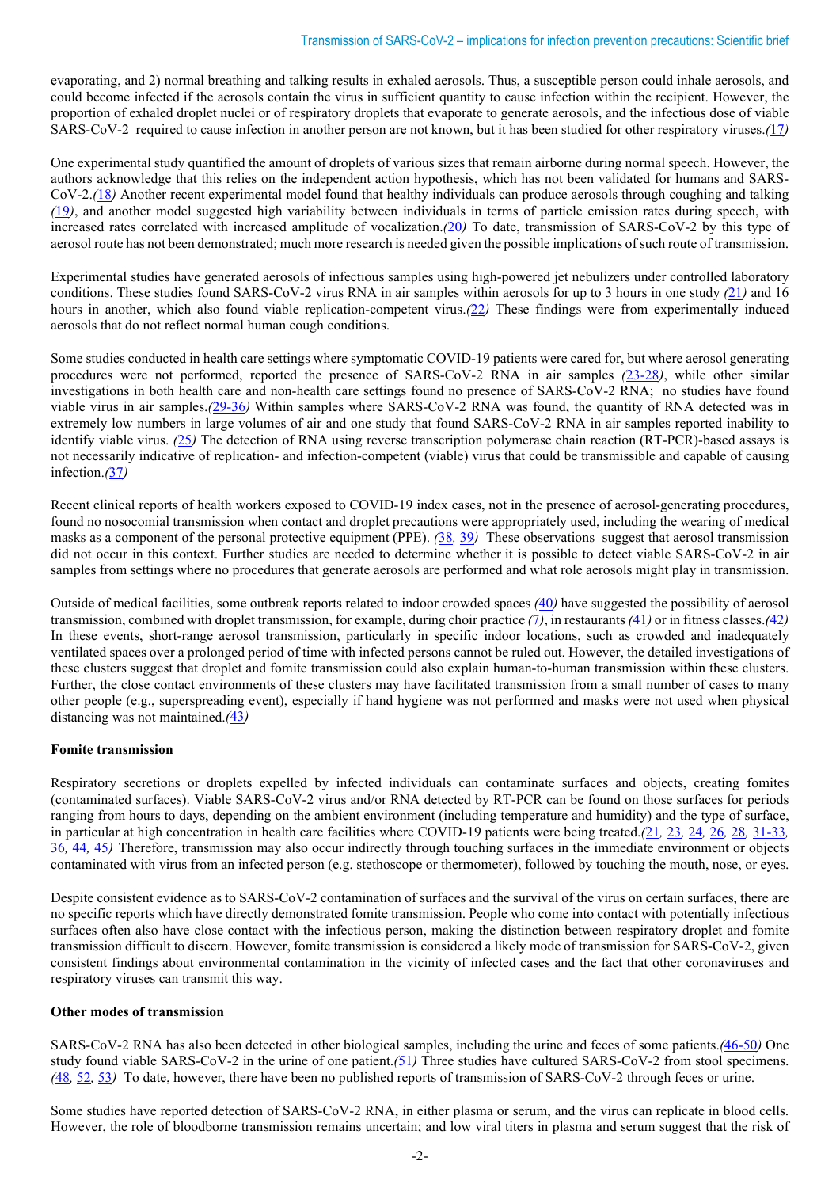evaporating, and 2) normal breathing and talking results in exhaled aerosols. Thus, a susceptible person could inhale aerosols, and could become infected if the aerosols contain the virus in sufficient quantity to cause infection within the recipient. However, the proportion of exhaled droplet nuclei or of respiratory droplets that evaporate to generate aerosols, and the infectious dose of viable SARS-CoV-2 required to cause infection in another person are not known, but it has been studied for other respiratory viruses.(17)

One experimental study quantified the amount of droplets of various sizes that remain airborne during normal speech. However, the authors acknowledge that this relies on the independent action hypothesis, which has not been validated for humans and SARS-CoV-2.(18) Another recent experimental model found that healthy individuals can produce aerosols through coughing and talking (19), and another model suggested high variability between individuals in terms of particle emission rates during speech, with increased rates correlated with increased amplitude of vocalization.(20) To date, transmission of SARS-CoV-2 by this type of aerosol route has not been demonstrated; much more research is needed given the possible implications of such route of transmission.

Experimental studies have generated aerosols of infectious samples using high-powered jet nebulizers under controlled laboratory conditions. These studies found SARS-CoV-2 virus RNA in air samples within aerosols for up to 3 hours in one study (21) and 16 hours in another, which also found viable replication-competent virus.(22) These findings were from experimentally induced aerosols that do not reflect normal human cough conditions.

Some studies conducted in health care settings where symptomatic COVID-19 patients were cared for, but where aerosol generating procedures were not performed, reported the presence of SARS-CoV-2 RNA in air samples (23-28), while other similar investigations in both health care and non-health care settings found no presence of SARS-CoV-2 RNA; no studies have found viable virus in air samples.(29-36) Within samples where SARS-CoV-2 RNA was found, the quantity of RNA detected was in extremely low numbers in large volumes of air and one study that found SARS-CoV-2 RNA in air samples reported inability to identify viable virus. (25) The detection of RNA using reverse transcription polymerase chain reaction (RT-PCR)-based assays is not necessarily indicative of replication- and infection-competent (viable) virus that could be transmissible and capable of causing infection.(37)

Recent clinical reports of health workers exposed to COVID-19 index cases, not in the presence of aerosol-generating procedures, found no nosocomial transmission when contact and droplet precautions were appropriately used, including the wearing of medical masks as a component of the personal protective equipment (PPE). (38, 39) These observations suggest that aerosol transmission did not occur in this context. Further studies are needed to determine whether it is possible to detect viable SARS-CoV-2 in air samples from settings where no procedures that generate aerosols are performed and what role aerosols might play in transmission.

Outside of medical facilities, some outbreak reports related to indoor crowded spaces (40) have suggested the possibility of aerosol transmission, combined with droplet transmission, for example, during choir practice (7), in restaurants (41) or in fitness classes.(42) In these events, short-range aerosol transmission, particularly in specific indoor locations, such as crowded and inadequately ventilated spaces over a prolonged period of time with infected persons cannot be ruled out. However, the detailed investigations of these clusters suggest that droplet and fomite transmission could also explain human-to-human transmission within these clusters. Further, the close contact environments of these clusters may have facilitated transmission from a small number of cases to many other people (e.g., superspreading event), especially if hand hygiene was not performed and masks were not used when physical distancing was not maintained.(43)

#### Fomite transmission

Respiratory secretions or droplets expelled by infected individuals can contaminate surfaces and objects, creating fomites (contaminated surfaces). Viable SARS-CoV-2 virus and/or RNA detected by RT-PCR can be found on those surfaces for periods ranging from hours to days, depending on the ambient environment (including temperature and humidity) and the type of surface, in particular at high concentration in health care facilities where COVID-19 patients were being treated.(21, 23, 24, 26, 28, 31-33, 36, 44, 45) Therefore, transmission may also occur indirectly through touching surfaces in the immediate environment or objects contaminated with virus from an infected person (e.g. stethoscope or thermometer), followed by touching the mouth, nose, or eyes.

Despite consistent evidence as to SARS-CoV-2 contamination of surfaces and the survival of the virus on certain surfaces, there are no specific reports which have directly demonstrated fomite transmission. People who come into contact with potentially infectious surfaces often also have close contact with the infectious person, making the distinction between respiratory droplet and fomite transmission difficult to discern. However, fomite transmission is considered a likely mode of transmission for SARS-CoV-2, given consistent findings about environmental contamination in the vicinity of infected cases and the fact that other coronaviruses and respiratory viruses can transmit this way.

#### Other modes of transmission

SARS-CoV-2 RNA has also been detected in other biological samples, including the urine and feces of some patients.(46-50) One study found viable SARS-CoV-2 in the urine of one patient.(51) Three studies have cultured SARS-CoV-2 from stool specimens. (48, 52, 53) To date, however, there have been no published reports of transmission of SARS-CoV-2 through feces or urine.

Some studies have reported detection of SARS-CoV-2 RNA, in either plasma or serum, and the virus can replicate in blood cells. However, the role of bloodborne transmission remains uncertain; and low viral titers in plasma and serum suggest that the risk of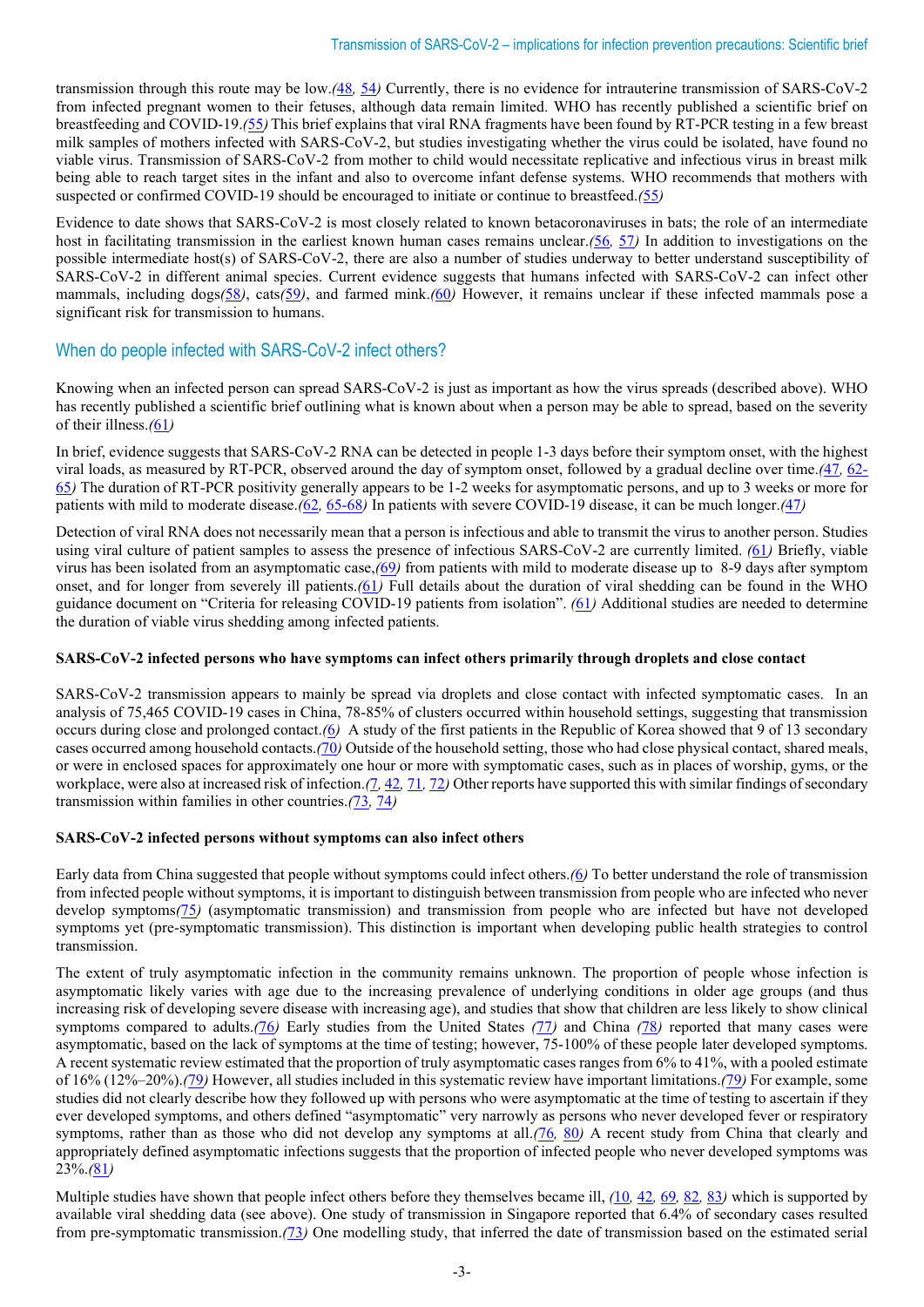transmission through this route may be low.(48, 54) Currently, there is no evidence for intrauterine transmission of SARS-CoV-2 from infected pregnant women to their fetuses, although data remain limited. WHO has recently published a scientific brief on breastfeeding and COVID-19.(55) This brief explains that viral RNA fragments have been found by RT-PCR testing in a few breast milk samples of mothers infected with SARS-CoV-2, but studies investigating whether the virus could be isolated, have found no viable virus. Transmission of SARS-CoV-2 from mother to child would necessitate replicative and infectious virus in breast milk being able to reach target sites in the infant and also to overcome infant defense systems. WHO recommends that mothers with suspected or confirmed COVID-19 should be encouraged to initiate or continue to breastfeed.(55)

Evidence to date shows that SARS-CoV-2 is most closely related to known betacoronaviruses in bats; the role of an intermediate host in facilitating transmission in the earliest known human cases remains unclear.(56, 57) In addition to investigations on the possible intermediate host(s) of SARS-CoV-2, there are also a number of studies underway to better understand susceptibility of SARS-CoV-2 in different animal species. Current evidence suggests that humans infected with SARS-CoV-2 can infect other mammals, including dogs(58), cats(59), and farmed mink.(60) However, it remains unclear if these infected mammals pose a significant risk for transmission to humans.

## When do people infected with SARS-CoV-2 infect others?

Knowing when an infected person can spread SARS-CoV-2 is just as important as how the virus spreads (described above). WHO has recently published a scientific brief outlining what is known about when a person may be able to spread, based on the severity of their illness.(61)

In brief, evidence suggests that SARS-CoV-2 RNA can be detected in people 1-3 days before their symptom onset, with the highest viral loads, as measured by RT-PCR, observed around the day of symptom onset, followed by a gradual decline over time.(47, 62-65) The duration of RT-PCR positivity generally appears to be 1-2 weeks for asymptomatic persons, and up to 3 weeks or more for patients with mild to moderate disease.(62, 65-68) In patients with severe COVID-19 disease, it can be much longer.(47)

Detection of viral RNA does not necessarily mean that a person is infectious and able to transmit the virus to another person. Studies using viral culture of patient samples to assess the presence of infectious SARS-CoV-2 are currently limited. (61) Briefly, viable virus has been isolated from an asymptomatic case,(69) from patients with mild to moderate disease up to 8-9 days after symptom onset, and for longer from severely ill patients.(61) Full details about the duration of viral shedding can be found in the WHO guidance document on "Criteria for releasing COVID-19 patients from isolation". (61) Additional studies are needed to determine the duration of viable virus shedding among infected patients.

### SARS-CoV-2 infected persons who have symptoms can infect others primarily through droplets and close contact

SARS-CoV-2 transmission appears to mainly be spread via droplets and close contact with infected symptomatic cases. In an analysis of 75,465 COVID-19 cases in China, 78-85% of clusters occurred within household settings, suggesting that transmission occurs during close and prolonged contact.(6) A study of the first patients in the Republic of Korea showed that 9 of 13 secondary cases occurred among household contacts.(70) Outside of the household setting, those who had close physical contact, shared meals, or were in enclosed spaces for approximately one hour or more with symptomatic cases, such as in places of worship, gyms, or the workplace, were also at increased risk of infection.(7, 42, 71, 72) Other reports have supported this with similar findings of secondary transmission within families in other countries.(73, 74)

### SARS-CoV-2 infected persons without symptoms can also infect others

Early data from China suggested that people without symptoms could infect others.(6) To better understand the role of transmission from infected people without symptoms, it is important to distinguish between transmission from people who are infected who never develop symptoms(75) (asymptomatic transmission) and transmission from people who are infected but have not developed symptoms yet (pre-symptomatic transmission). This distinction is important when developing public health strategies to control transmission.

The extent of truly asymptomatic infection in the community remains unknown. The proportion of people whose infection is asymptomatic likely varies with age due to the increasing prevalence of underlying conditions in older age groups (and thus increasing risk of developing severe disease with increasing age), and studies that show that children are less likely to show clinical symptoms compared to adults.(76) Early studies from the United States (77) and China (78) reported that many cases were asymptomatic, based on the lack of symptoms at the time of testing; however, 75-100% of these people later developed symptoms. A recent systematic review estimated that the proportion of truly asymptomatic cases ranges from 6% to 41%, with a pooled estimate of 16% (12%–20%).(79) However, all studies included in this systematic review have important limitations.(79) For example, some studies did not clearly describe how they followed up with persons who were asymptomatic at the time of testing to ascertain if they ever developed symptoms, and others defined "asymptomatic" very narrowly as persons who never developed fever or respiratory symptoms, rather than as those who did not develop any symptoms at all.(76, 80) A recent study from China that clearly and appropriately defined asymptomatic infections suggests that the proportion of infected people who never developed symptoms was 23%.(81)

Multiple studies have shown that people infect others before they themselves became ill, (10, 42, 69, 82, 83) which is supported by available viral shedding data (see above). One study of transmission in Singapore reported that 6.4% of secondary cases resulted from pre-symptomatic transmission.(73) One modelling study, that inferred the date of transmission based on the estimated serial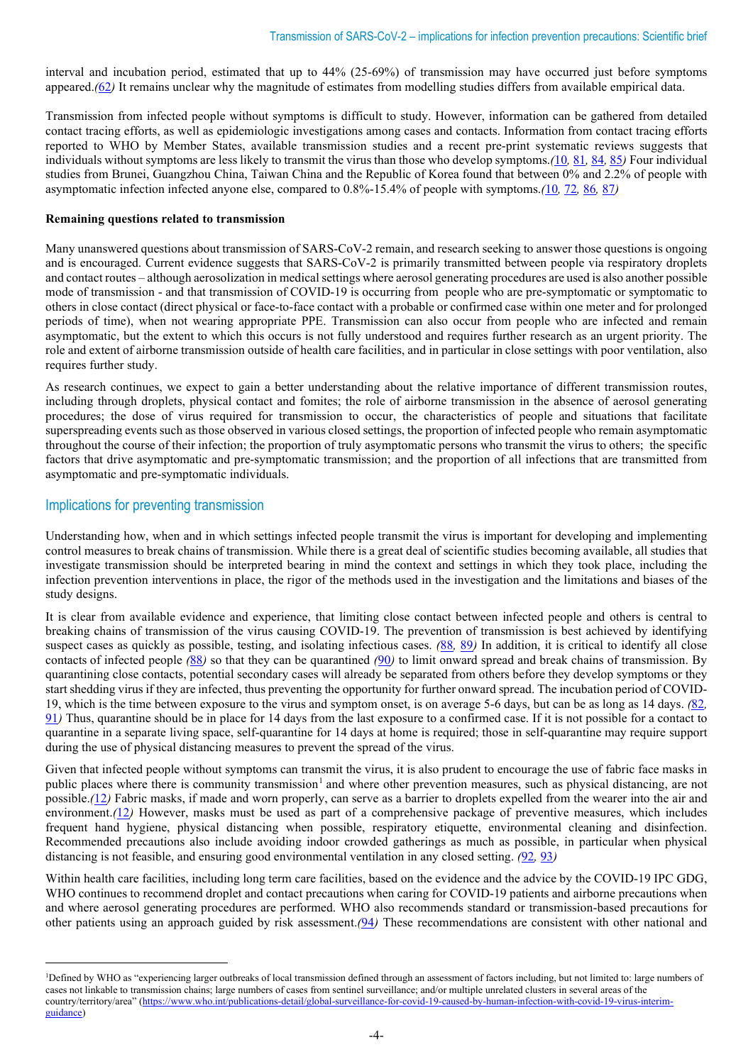interval and incubation period, estimated that up to 44% (25-69%) of transmission may have occurred just before symptoms appeared.(62) It remains unclear why the magnitude of estimates from modelling studies differs from available empirical data.

Transmission from infected people without symptoms is difficult to study. However, information can be gathered from detailed contact tracing efforts, as well as epidemiologic investigations among cases and contacts. Information from contact tracing efforts reported to WHO by Member States, available transmission studies and a recent pre-print systematic reviews suggests that individuals without symptoms are less likely to transmit the virus than those who develop symptoms.(10, 81, 84, 85) Four individual studies from Brunei, Guangzhou China, Taiwan China and the Republic of Korea found that between 0% and 2.2% of people with asymptomatic infection infected anyone else, compared to 0.8%-15.4% of people with symptoms.(10, 72, 86, 87)

**Remaining questions related to transmission**

Many unanswered questions about transmission of SARS-CoV-2 remain, and research seeking to answer those questions is ongoing and is encouraged. Current evidence suggests that SARS-CoV-2 is primarily transmitted between people via respiratory droplets and contact routes – although aerosolization in medical settings where aerosol generating procedures are used is also another possible mode of transmission - and that transmission of COVID-19 is occurring from people who are pre-symptomatic or symptomatic to others in close contact (direct physical or face-to-face contact with a probable or confirmed case within one meter and for prolonged periods of time), when not wearing appropriate PPE. Transmission can also occur from people who are infected and remain asymptomatic, but the extent to which this occurs is not fully understood and requires further research as an urgent priority. The role and extent of airborne transmission outside of health care facilities, and in particular in close settings with poor ventilation, also requires further study.

As research continues, we expect to gain a better understanding about the relative importance of different transmission routes, including through droplets, physical contact and fomites; the role of airborne transmission in the absence of aerosol generating procedures; the dose of virus required for transmission to occur, the characteristics of people and situations that facilitate superspreading events such as those observed in various closed settings, the proportion of infected people who remain asymptomatic throughout the course of their infection; the proportion of truly asymptomatic persons who transmit the virus to others; the specific factors that drive asymptomatic and pre-symptomatic transmission; and the proportion of all infections that are transmitted from asymptomatic and pre-symptomatic individuals.

## Implications for preventing transmission

Understanding how, when and in which settings infected people transmit the virus is important for developing and implementing control measures to break chains of transmission. While there is a great deal of scientific studies becoming available, all studies that investigate transmission should be interpreted bearing in mind the context and settings in which they took place, including the infection prevention interventions in place, the rigor of the methods used in the investigation and the limitations and biases of the study designs.

It is clear from available evidence and experience, that limiting close contact between infected people and others is central to breaking chains of transmission of the virus causing COVID-19. The prevention of transmission is best achieved by identifying suspect cases as quickly as possible, testing, and isolating infectious cases. (88, 89) In addition, it is critical to identify all close contacts of infected people (88) so that they can be quarantined (90) to limit onward spread and break chains of transmission. By quarantining close contacts, potential secondary cases will already be separated from others before they develop symptoms or they start shedding virus if they are infected, thus preventing the opportunity for further onward spread. The incubation period of COVID-19, which is the time between exposure to the virus and symptom onset, is on average 5-6 days, but can be as long as 14 days. (82, 91) Thus, quarantine should be in place for 14 days from the last exposure to a confirmed case. If it is not possible for a contact to quarantine in a separate living space, self-quarantine for 14 days at home is required; those in self-quarantine may require support during the use of physical distancing measures to prevent the spread of the virus.

Given that infected people without symptoms can transmit the virus, it is also prudent to encourage the use of fabric face masks in public places where there is community transmission[1] and where other prevention measures, such as physical distancing, are not possible.(12) Fabric masks, if made and worn properly, can serve as a barrier to droplets expelled from the wearer into the air and environment.(12) However, masks must be used as part of a comprehensive package of preventive measures, which includes frequent hand hygiene, physical distancing when possible, respiratory etiquette, environmental cleaning and disinfection. Recommended precautions also include avoiding indoor crowded gatherings as much as possible, in particular when physical distancing is not feasible, and ensuring good environmental ventilation in any closed setting. (92, 93)

Within health care facilities, including long term care facilities, based on the evidence and the advice by the COVID-19 IPC GDG, WHO continues to recommend droplet and contact precautions when caring for COVID-19 patients and airborne precautions when and where aerosol generating procedures are performed. WHO also recommends standard or transmission-based precautions for other patients using an approach guided by risk assessment.(94) These recommendations are consistent with other national and

---

[1]Defined by WHO as "experiencing larger outbreaks of local transmission defined through an assessment of factors including, but not limited to: large numbers of cases not linkable to transmission chains; large numbers of cases from sentinel surveillance; and/or multiple unrelated clusters in several areas of the country/territory/area" (https://www.who.int/publications-detail/global-surveillance-for-covid-19-caused-by-human-infection-with-covid-19-virus-interim-guidance)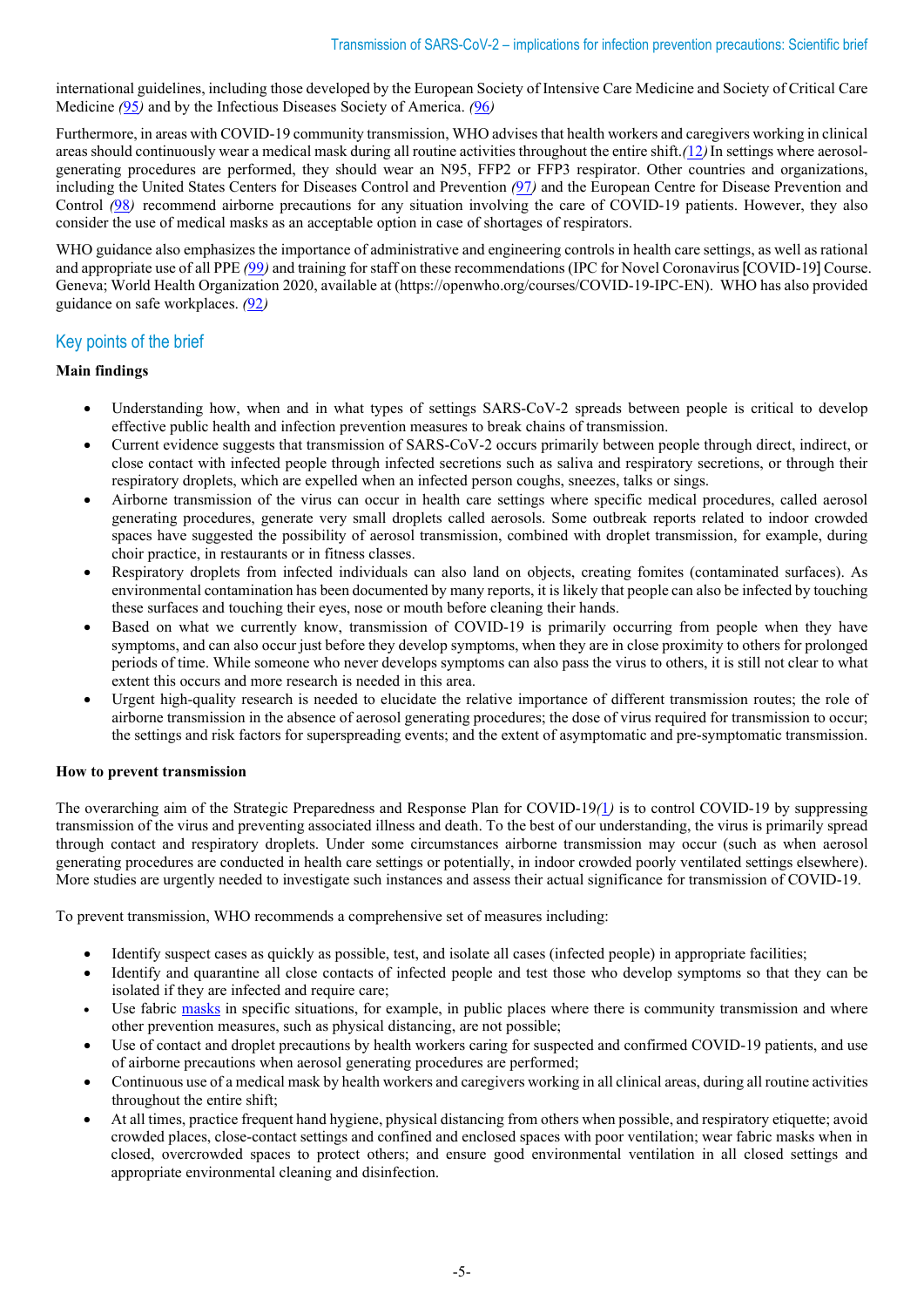international guidelines, including those developed by the European Society of Intensive Care Medicine and Society of Critical Care Medicine (95) and by the Infectious Diseases Society of America. (96)

Furthermore, in areas with COVID-19 community transmission, WHO advises that health workers and caregivers working in clinical areas should continuously wear a medical mask during all routine activities throughout the entire shift.(12) In settings where aerosol-generating procedures are performed, they should wear an N95, FFP2 or FFP3 respirator. Other countries and organizations, including the United States Centers for Diseases Control and Prevention (97) and the European Centre for Disease Prevention and Control (98) recommend airborne precautions for any situation involving the care of COVID-19 patients. However, they also consider the use of medical masks as an acceptable option in case of shortages of respirators.

WHO guidance also emphasizes the importance of administrative and engineering controls in health care settings, as well as rational and appropriate use of all PPE (99) and training for staff on these recommendations (IPC for Novel Coronavirus [COVID-19] Course. Geneva; World Health Organization 2020, available at (https://openwho.org/courses/COVID-19-IPC-EN). WHO has also provided guidance on safe workplaces. (92)

## Key points of the brief

**Main findings**

- Understanding how, when and in what types of settings SARS-CoV-2 spreads between people is critical to develop effective public health and infection prevention measures to break chains of transmission.
- Current evidence suggests that transmission of SARS-CoV-2 occurs primarily between people through direct, indirect, or close contact with infected people through infected secretions such as saliva and respiratory secretions, or through their respiratory droplets, which are expelled when an infected person coughs, sneezes, talks or sings.
- Airborne transmission of the virus can occur in health care settings where specific medical procedures, called aerosol generating procedures, generate very small droplets called aerosols. Some outbreak reports related to indoor crowded spaces have suggested the possibility of aerosol transmission, combined with droplet transmission, for example, during choir practice, in restaurants or in fitness classes.
- Respiratory droplets from infected individuals can also land on objects, creating fomites (contaminated surfaces). As environmental contamination has been documented by many reports, it is likely that people can also be infected by touching these surfaces and touching their eyes, nose or mouth before cleaning their hands.
- Based on what we currently know, transmission of COVID-19 is primarily occurring from people when they have symptoms, and can also occur just before they develop symptoms, when they are in close proximity to others for prolonged periods of time. While someone who never develops symptoms can also pass the virus to others, it is still not clear to what extent this occurs and more research is needed in this area.
- Urgent high-quality research is needed to elucidate the relative importance of different transmission routes; the role of airborne transmission in the absence of aerosol generating procedures; the dose of virus required for transmission to occur; the settings and risk factors for superspreading events; and the extent of asymptomatic and pre-symptomatic transmission.

**How to prevent transmission**

The overarching aim of the Strategic Preparedness and Response Plan for COVID-19(1) is to control COVID-19 by suppressing transmission of the virus and preventing associated illness and death. To the best of our understanding, the virus is primarily spread through contact and respiratory droplets. Under some circumstances airborne transmission may occur (such as when aerosol generating procedures are conducted in health care settings or potentially, in indoor crowded poorly ventilated settings elsewhere). More studies are urgently needed to investigate such instances and assess their actual significance for transmission of COVID-19.

To prevent transmission, WHO recommends a comprehensive set of measures including:

- Identify suspect cases as quickly as possible, test, and isolate all cases (infected people) in appropriate facilities;
- Identify and quarantine all close contacts of infected people and test those who develop symptoms so that they can be isolated if they are infected and require care;
- Use fabric masks in specific situations, for example, in public places where there is community transmission and where other prevention measures, such as physical distancing, are not possible;
- Use of contact and droplet precautions by health workers caring for suspected and confirmed COVID-19 patients, and use of airborne precautions when aerosol generating procedures are performed;
- Continuous use of a medical mask by health workers and caregivers working in all clinical areas, during all routine activities throughout the entire shift;
- At all times, practice frequent hand hygiene, physical distancing from others when possible, and respiratory etiquette; avoid crowded places, close-contact settings and confined and enclosed spaces with poor ventilation; wear fabric masks when in closed, overcrowded spaces to protect others; and ensure good environmental ventilation in all closed settings and appropriate environmental cleaning and disinfection.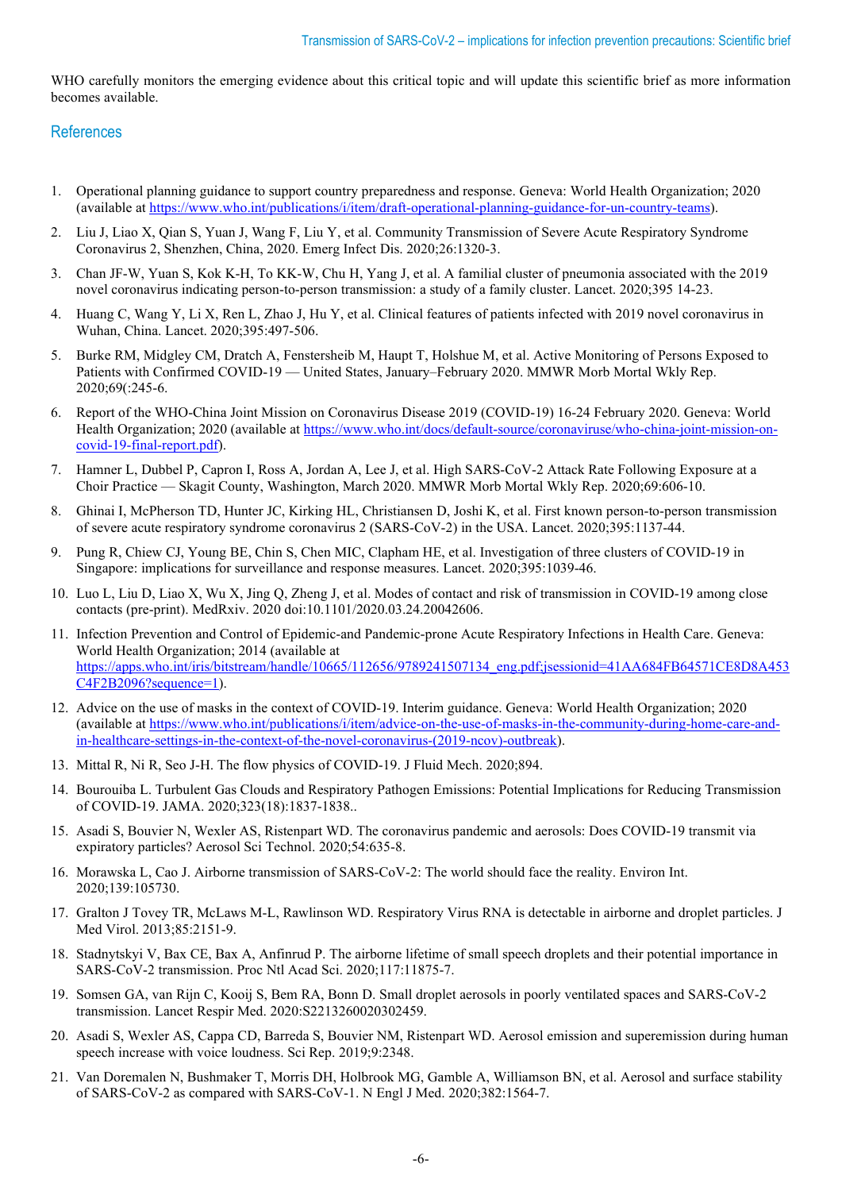WHO carefully monitors the emerging evidence about this critical topic and will update this scientific brief as more information becomes available.

## References

1. Operational planning guidance to support country preparedness and response. Geneva: World Health Organization; 2020 (available at https://www.who.int/publications/i/item/draft-operational-planning-guidance-for-un-country-teams).
2. Liu J, Liao X, Qian S, Yuan J, Wang F, Liu Y, et al. Community Transmission of Severe Acute Respiratory Syndrome Coronavirus 2, Shenzhen, China, 2020. Emerg Infect Dis. 2020;26:1320-3.
3. Chan JF-W, Yuan S, Kok K-H, To KK-W, Chu H, Yang J, et al. A familial cluster of pneumonia associated with the 2019 novel coronavirus indicating person-to-person transmission: a study of a family cluster. Lancet. 2020;395 14-23.
4. Huang C, Wang Y, Li X, Ren L, Zhao J, Hu Y, et al. Clinical features of patients infected with 2019 novel coronavirus in Wuhan, China. Lancet. 2020;395:497-506.
5. Burke RM, Midgley CM, Dratch A, Fenstersheib M, Haupt T, Holshue M, et al. Active Monitoring of Persons Exposed to Patients with Confirmed COVID-19 — United States, January–February 2020. MMWR Morb Mortal Wkly Rep. 2020;69(:245-6.
6. Report of the WHO-China Joint Mission on Coronavirus Disease 2019 (COVID-19) 16-24 February 2020. Geneva: World Health Organization; 2020 (available at https://www.who.int/docs/default-source/coronaviruse/who-china-joint-mission-on-covid-19-final-report.pdf).
7. Hamner L, Dubbel P, Capron I, Ross A, Jordan A, Lee J, et al. High SARS-CoV-2 Attack Rate Following Exposure at a Choir Practice — Skagit County, Washington, March 2020. MMWR Morb Mortal Wkly Rep. 2020;69:606-10.
8. Ghinai I, McPherson TD, Hunter JC, Kirking HL, Christiansen D, Joshi K, et al. First known person-to-person transmission of severe acute respiratory syndrome coronavirus 2 (SARS-CoV-2) in the USA. Lancet. 2020;395:1137-44.
9. Pung R, Chiew CJ, Young BE, Chin S, Chen MIC, Clapham HE, et al. Investigation of three clusters of COVID-19 in Singapore: implications for surveillance and response measures. Lancet. 2020;395:1039-46.
10. Luo L, Liu D, Liao X, Wu X, Jing Q, Zheng J, et al. Modes of contact and risk of transmission in COVID-19 among close contacts (pre-print). MedRxiv. 2020 doi:10.1101/2020.03.24.20042606.
11. Infection Prevention and Control of Epidemic-and Pandemic-prone Acute Respiratory Infections in Health Care. Geneva: World Health Organization; 2014 (available at https://apps.who.int/iris/bitstream/handle/10665/112656/9789241507134_eng.pdf;jsessionid=41AA684FB64571CE8D8A453C4F2B2096?sequence=1).
12. Advice on the use of masks in the context of COVID-19. Interim guidance. Geneva: World Health Organization; 2020 (available at https://www.who.int/publications/i/item/advice-on-the-use-of-masks-in-the-community-during-home-care-and-in-healthcare-settings-in-the-context-of-the-novel-coronavirus-(2019-ncov)-outbreak).
13. Mittal R, Ni R, Seo J-H. The flow physics of COVID-19. J Fluid Mech. 2020;894.
14. Bourouiba L. Turbulent Gas Clouds and Respiratory Pathogen Emissions: Potential Implications for Reducing Transmission of COVID-19. JAMA. 2020;323(18):1837-1838..
15. Asadi S, Bouvier N, Wexler AS, Ristenpart WD. The coronavirus pandemic and aerosols: Does COVID-19 transmit via expiratory particles? Aerosol Sci Technol. 2020;54:635-8.
16. Morawska L, Cao J. Airborne transmission of SARS-CoV-2: The world should face the reality. Environ Int. 2020;139:105730.
17. Gralton J Tovey TR, McLaws M-L, Rawlinson WD. Respiratory Virus RNA is detectable in airborne and droplet particles. J Med Virol. 2013;85:2151-9.
18. Stadnytskyi V, Bax CE, Bax A, Anfinrud P. The airborne lifetime of small speech droplets and their potential importance in SARS-CoV-2 transmission. Proc Ntl Acad Sci. 2020;117:11875-7.
19. Somsen GA, van Rijn C, Kooij S, Bem RA, Bonn D. Small droplet aerosols in poorly ventilated spaces and SARS-CoV-2 transmission. Lancet Respir Med. 2020:S2213260020302459.
20. Asadi S, Wexler AS, Cappa CD, Barreda S, Bouvier NM, Ristenpart WD. Aerosol emission and superemission during human speech increase with voice loudness. Sci Rep. 2019;9:2348.
21. Van Doremalen N, Bushmaker T, Morris DH, Holbrook MG, Gamble A, Williamson BN, et al. Aerosol and surface stability of SARS-CoV-2 as compared with SARS-CoV-1. N Engl J Med. 2020;382:1564-7.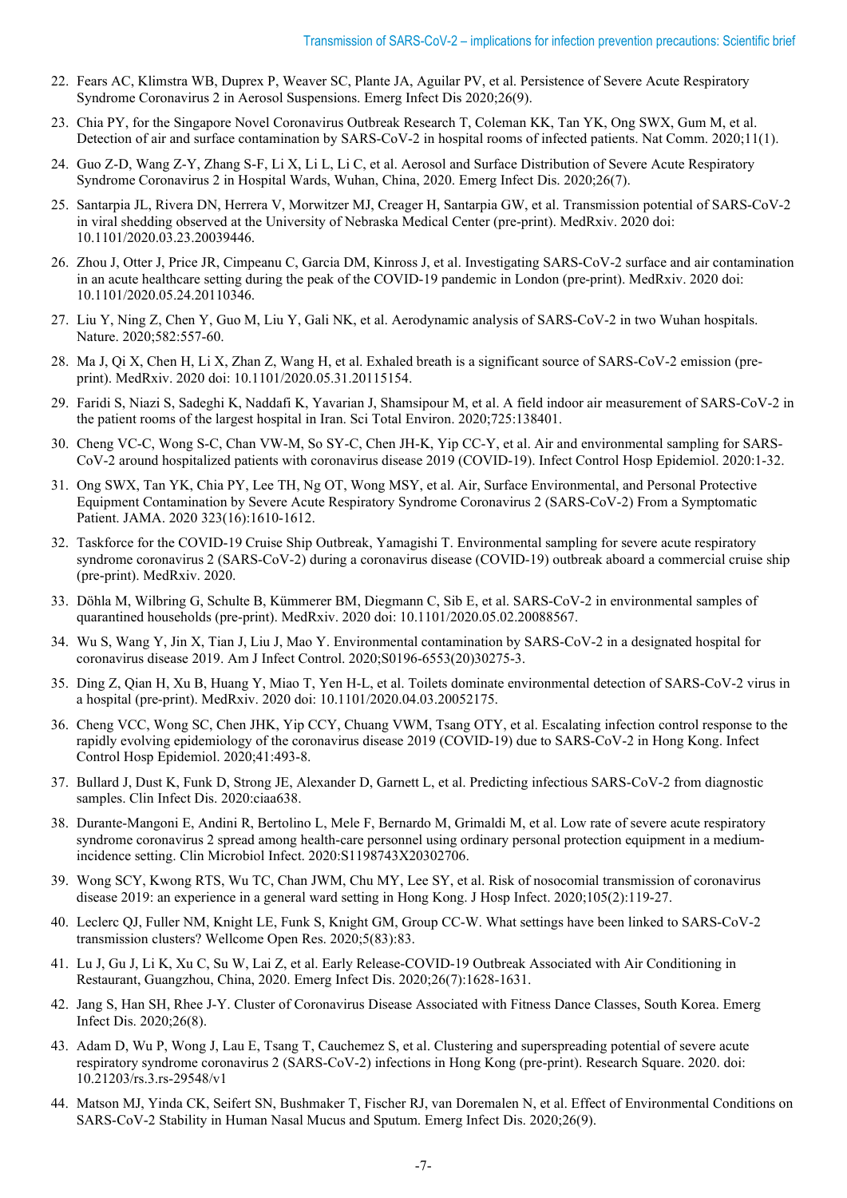22. Fears AC, Klimstra WB, Duprex P, Weaver SC, Plante JA, Aguilar PV, et al. Persistence of Severe Acute Respiratory Syndrome Coronavirus 2 in Aerosol Suspensions. Emerg Infect Dis 2020;26(9).
23. Chia PY, for the Singapore Novel Coronavirus Outbreak Research T, Coleman KK, Tan YK, Ong SWX, Gum M, et al. Detection of air and surface contamination by SARS-CoV-2 in hospital rooms of infected patients. Nat Comm. 2020;11(1).
24. Guo Z-D, Wang Z-Y, Zhang S-F, Li X, Li L, Li C, et al. Aerosol and Surface Distribution of Severe Acute Respiratory Syndrome Coronavirus 2 in Hospital Wards, Wuhan, China, 2020. Emerg Infect Dis. 2020;26(7).
25. Santarpia JL, Rivera DN, Herrera V, Morwitzer MJ, Creager H, Santarpia GW, et al. Transmission potential of SARS-CoV-2 in viral shedding observed at the University of Nebraska Medical Center (pre-print). MedRxiv. 2020 doi: 10.1101/2020.03.23.20039446.
26. Zhou J, Otter J, Price JR, Cimpeanu C, Garcia DM, Kinross J, et al. Investigating SARS-CoV-2 surface and air contamination in an acute healthcare setting during the peak of the COVID-19 pandemic in London (pre-print). MedRxiv. 2020 doi: 10.1101/2020.05.24.20110346.
27. Liu Y, Ning Z, Chen Y, Guo M, Liu Y, Gali NK, et al. Aerodynamic analysis of SARS-CoV-2 in two Wuhan hospitals. Nature. 2020;582:557-60.
28. Ma J, Qi X, Chen H, Li X, Zhan Z, Wang H, et al. Exhaled breath is a significant source of SARS-CoV-2 emission (pre-print). MedRxiv. 2020 doi: 10.1101/2020.05.31.20115154.
29. Faridi S, Niazi S, Sadeghi K, Naddafi K, Yavarian J, Shamsipour M, et al. A field indoor air measurement of SARS-CoV-2 in the patient rooms of the largest hospital in Iran. Sci Total Environ. 2020;725:138401.
30. Cheng VC-C, Wong S-C, Chan VW-M, So SY-C, Chen JH-K, Yip CC-Y, et al. Air and environmental sampling for SARS-CoV-2 around hospitalized patients with coronavirus disease 2019 (COVID-19). Infect Control Hosp Epidemiol. 2020:1-32.
31. Ong SWX, Tan YK, Chia PY, Lee TH, Ng OT, Wong MSY, et al. Air, Surface Environmental, and Personal Protective Equipment Contamination by Severe Acute Respiratory Syndrome Coronavirus 2 (SARS-CoV-2) From a Symptomatic Patient. JAMA. 2020 323(16):1610-1612.
32. Taskforce for the COVID-19 Cruise Ship Outbreak, Yamagishi T. Environmental sampling for severe acute respiratory syndrome coronavirus 2 (SARS-CoV-2) during a coronavirus disease (COVID-19) outbreak aboard a commercial cruise ship (pre-print). MedRxiv. 2020.
33. Döhla M, Wilbring G, Schulte B, Kümmerer BM, Diegmann C, Sib E, et al. SARS-CoV-2 in environmental samples of quarantined households (pre-print). MedRxiv. 2020 doi: 10.1101/2020.05.02.20088567.
34. Wu S, Wang Y, Jin X, Tian J, Liu J, Mao Y. Environmental contamination by SARS-CoV-2 in a designated hospital for coronavirus disease 2019. Am J Infect Control. 2020;S0196-6553(20)30275-3.
35. Ding Z, Qian H, Xu B, Huang Y, Miao T, Yen H-L, et al. Toilets dominate environmental detection of SARS-CoV-2 virus in a hospital (pre-print). MedRxiv. 2020 doi: 10.1101/2020.04.03.20052175.
36. Cheng VCC, Wong SC, Chen JHK, Yip CCY, Chuang VWM, Tsang OTY, et al. Escalating infection control response to the rapidly evolving epidemiology of the coronavirus disease 2019 (COVID-19) due to SARS-CoV-2 in Hong Kong. Infect Control Hosp Epidemiol. 2020;41:493-8.
37. Bullard J, Dust K, Funk D, Strong JE, Alexander D, Garnett L, et al. Predicting infectious SARS-CoV-2 from diagnostic samples. Clin Infect Dis. 2020:ciaa638.
38. Durante-Mangoni E, Andini R, Bertolino L, Mele F, Bernardo M, Grimaldi M, et al. Low rate of severe acute respiratory syndrome coronavirus 2 spread among health-care personnel using ordinary personal protection equipment in a medium-incidence setting. Clin Microbiol Infect. 2020:S1198743X20302706.
39. Wong SCY, Kwong RTS, Wu TC, Chan JWM, Chu MY, Lee SY, et al. Risk of nosocomial transmission of coronavirus disease 2019: an experience in a general ward setting in Hong Kong. J Hosp Infect. 2020;105(2):119-27.
40. Leclerc QJ, Fuller NM, Knight LE, Funk S, Knight GM, Group CC-W. What settings have been linked to SARS-CoV-2 transmission clusters? Wellcome Open Res. 2020;5(83):83.
41. Lu J, Gu J, Li K, Xu C, Su W, Lai Z, et al. Early Release-COVID-19 Outbreak Associated with Air Conditioning in Restaurant, Guangzhou, China, 2020. Emerg Infect Dis. 2020;26(7):1628-1631.
42. Jang S, Han SH, Rhee J-Y. Cluster of Coronavirus Disease Associated with Fitness Dance Classes, South Korea. Emerg Infect Dis. 2020;26(8).
43. Adam D, Wu P, Wong J, Lau E, Tsang T, Cauchemez S, et al. Clustering and superspreading potential of severe acute respiratory syndrome coronavirus 2 (SARS-CoV-2) infections in Hong Kong (pre-print). Research Square. 2020. doi: 10.21203/rs.3.rs-29548/v1
44. Matson MJ, Yinda CK, Seifert SN, Bushmaker T, Fischer RJ, van Doremalen N, et al. Effect of Environmental Conditions on SARS-CoV-2 Stability in Human Nasal Mucus and Sputum. Emerg Infect Dis. 2020;26(9).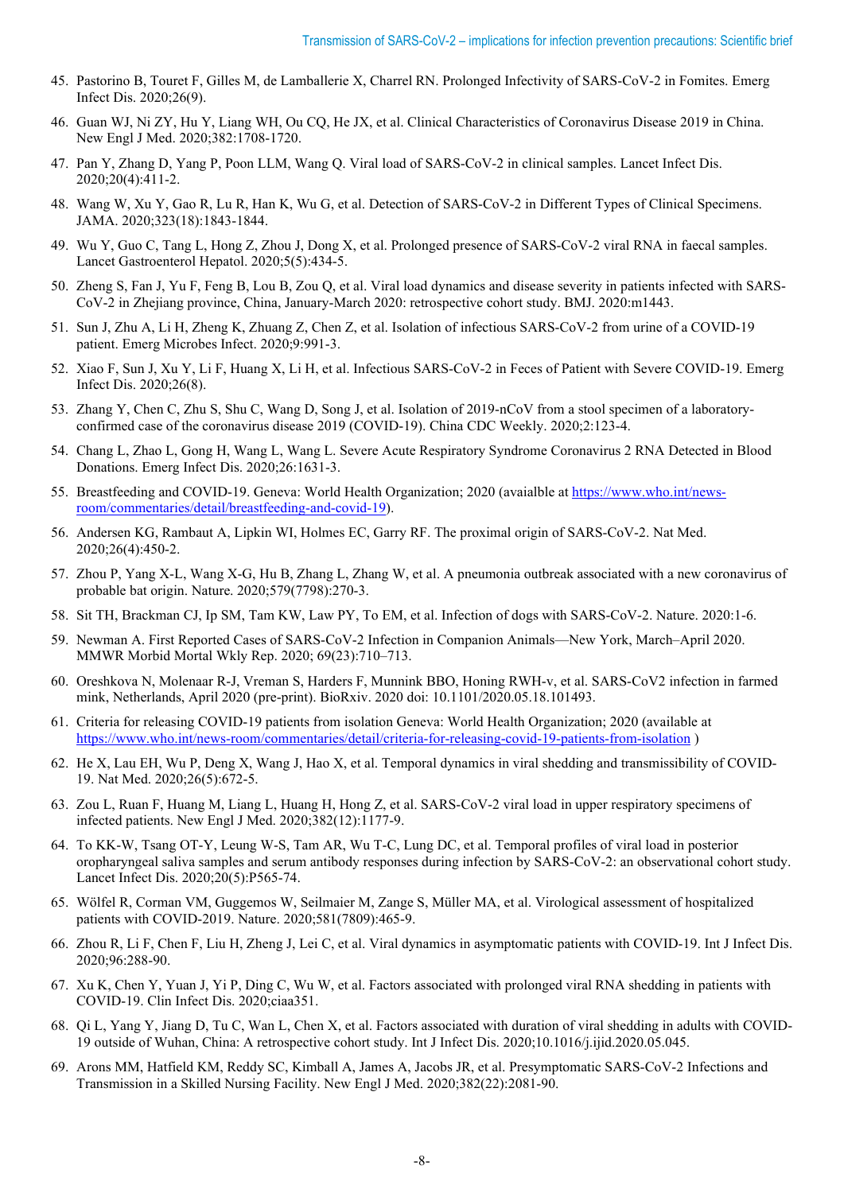45. Pastorino B, Touret F, Gilles M, de Lamballerie X, Charrel RN. Prolonged Infectivity of SARS-CoV-2 in Fomites. Emerg Infect Dis. 2020;26(9).
46. Guan WJ, Ni ZY, Hu Y, Liang WH, Ou CQ, He JX, et al. Clinical Characteristics of Coronavirus Disease 2019 in China. New Engl J Med. 2020;382:1708-1720.
47. Pan Y, Zhang D, Yang P, Poon LLM, Wang Q. Viral load of SARS-CoV-2 in clinical samples. Lancet Infect Dis. 2020;20(4):411-2.
48. Wang W, Xu Y, Gao R, Lu R, Han K, Wu G, et al. Detection of SARS-CoV-2 in Different Types of Clinical Specimens. JAMA. 2020;323(18):1843-1844.
49. Wu Y, Guo C, Tang L, Hong Z, Zhou J, Dong X, et al. Prolonged presence of SARS-CoV-2 viral RNA in faecal samples. Lancet Gastroenterol Hepatol. 2020;5(5):434-5.
50. Zheng S, Fan J, Yu F, Feng B, Lou B, Zou Q, et al. Viral load dynamics and disease severity in patients infected with SARS-CoV-2 in Zhejiang province, China, January-March 2020: retrospective cohort study. BMJ. 2020:m1443.
51. Sun J, Zhu A, Li H, Zheng K, Zhuang Z, Chen Z, et al. Isolation of infectious SARS-CoV-2 from urine of a COVID-19 patient. Emerg Microbes Infect. 2020;9:991-3.
52. Xiao F, Sun J, Xu Y, Li F, Huang X, Li H, et al. Infectious SARS-CoV-2 in Feces of Patient with Severe COVID-19. Emerg Infect Dis. 2020;26(8).
53. Zhang Y, Chen C, Zhu S, Shu C, Wang D, Song J, et al. Isolation of 2019-nCoV from a stool specimen of a laboratory-confirmed case of the coronavirus disease 2019 (COVID-19). China CDC Weekly. 2020;2:123-4.
54. Chang L, Zhao L, Gong H, Wang L, Wang L. Severe Acute Respiratory Syndrome Coronavirus 2 RNA Detected in Blood Donations. Emerg Infect Dis. 2020;26:1631-3.
55. Breastfeeding and COVID-19. Geneva: World Health Organization; 2020 (avaialble at [https://www.who.int/news-room/commentaries/detail/breastfeeding-and-covid-19](https://www.who.int/news-room/commentaries/detail/breastfeeding-and-covid-19)).
56. Andersen KG, Rambaut A, Lipkin WI, Holmes EC, Garry RF. The proximal origin of SARS-CoV-2. Nat Med. 2020;26(4):450-2.
57. Zhou P, Yang X-L, Wang X-G, Hu B, Zhang L, Zhang W, et al. A pneumonia outbreak associated with a new coronavirus of probable bat origin. Nature. 2020;579(7798):270-3.
58. Sit TH, Brackman CJ, Ip SM, Tam KW, Law PY, To EM, et al. Infection of dogs with SARS-CoV-2. Nature. 2020:1-6.
59. Newman A. First Reported Cases of SARS-CoV-2 Infection in Companion Animals—New York, March–April 2020. MMWR Morbid Mortal Wkly Rep. 2020; 69(23):710–713.
60. Oreshkova N, Molenaar R-J, Vreman S, Harders F, Munnink BBO, Honing RWH-v, et al. SARS-CoV2 infection in farmed mink, Netherlands, April 2020 (pre-print). BioRxiv. 2020 doi: 10.1101/2020.05.18.101493.
61. Criteria for releasing COVID-19 patients from isolation Geneva: World Health Organization; 2020 (available at [https://www.who.int/news-room/commentaries/detail/criteria-for-releasing-covid-19-patients-from-isolation](https://www.who.int/news-room/commentaries/detail/criteria-for-releasing-covid-19-patients-from-isolation) )
62. He X, Lau EH, Wu P, Deng X, Wang J, Hao X, et al. Temporal dynamics in viral shedding and transmissibility of COVID-19. Nat Med. 2020;26(5):672-5.
63. Zou L, Ruan F, Huang M, Liang L, Huang H, Hong Z, et al. SARS-CoV-2 viral load in upper respiratory specimens of infected patients. New Engl J Med. 2020;382(12):1177-9.
64. To KK-W, Tsang OT-Y, Leung W-S, Tam AR, Wu T-C, Lung DC, et al. Temporal profiles of viral load in posterior oropharyngeal saliva samples and serum antibody responses during infection by SARS-CoV-2: an observational cohort study. Lancet Infect Dis. 2020;20(5):P565-74.
65. Wölfel R, Corman VM, Guggemos W, Seilmaier M, Zange S, Müller MA, et al. Virological assessment of hospitalized patients with COVID-2019. Nature. 2020;581(7809):465-9.
66. Zhou R, Li F, Chen F, Liu H, Zheng J, Lei C, et al. Viral dynamics in asymptomatic patients with COVID-19. Int J Infect Dis. 2020;96:288-90.
67. Xu K, Chen Y, Yuan J, Yi P, Ding C, Wu W, et al. Factors associated with prolonged viral RNA shedding in patients with COVID-19. Clin Infect Dis. 2020;ciaa351.
68. Qi L, Yang Y, Jiang D, Tu C, Wan L, Chen X, et al. Factors associated with duration of viral shedding in adults with COVID-19 outside of Wuhan, China: A retrospective cohort study. Int J Infect Dis. 2020;10.1016/j.ijid.2020.05.045.
69. Arons MM, Hatfield KM, Reddy SC, Kimball A, James A, Jacobs JR, et al. Presymptomatic SARS-CoV-2 Infections and Transmission in a Skilled Nursing Facility. New Engl J Med. 2020;382(22):2081-90.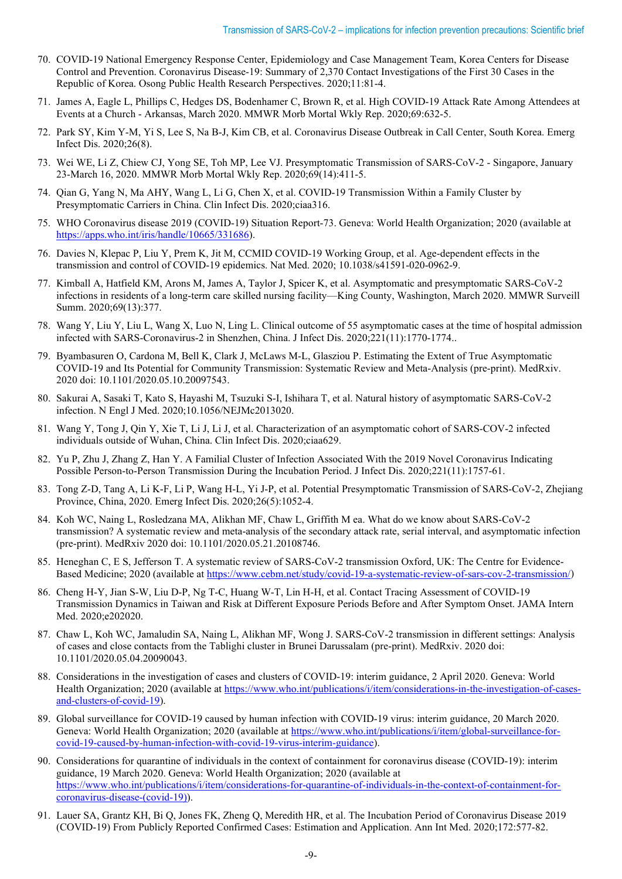70. COVID-19 National Emergency Response Center, Epidemiology and Case Management Team, Korea Centers for Disease Control and Prevention. Coronavirus Disease-19: Summary of 2,370 Contact Investigations of the First 30 Cases in the Republic of Korea. Osong Public Health Research Perspectives. 2020;11:81-4.
71. James A, Eagle L, Phillips C, Hedges DS, Bodenhamer C, Brown R, et al. High COVID-19 Attack Rate Among Attendees at Events at a Church - Arkansas, March 2020. MMWR Morb Mortal Wkly Rep. 2020;69:632-5.
72. Park SY, Kim Y-M, Yi S, Lee S, Na B-J, Kim CB, et al. Coronavirus Disease Outbreak in Call Center, South Korea. Emerg Infect Dis. 2020;26(8).
73. Wei WE, Li Z, Chiew CJ, Yong SE, Toh MP, Lee VJ. Presymptomatic Transmission of SARS-CoV-2 - Singapore, January 23-March 16, 2020. MMWR Morb Mortal Wkly Rep. 2020;69(14):411-5.
74. Qian G, Yang N, Ma AHY, Wang L, Li G, Chen X, et al. COVID-19 Transmission Within a Family Cluster by Presymptomatic Carriers in China. Clin Infect Dis. 2020;ciaa316.
75. WHO Coronavirus disease 2019 (COVID-19) Situation Report-73. Geneva: World Health Organization; 2020 (available at https://apps.who.int/iris/handle/10665/331686).
76. Davies N, Klepac P, Liu Y, Prem K, Jit M, CCMID COVID-19 Working Group, et al. Age-dependent effects in the transmission and control of COVID-19 epidemics. Nat Med. 2020; 10.1038/s41591-020-0962-9.
77. Kimball A, Hatfield KM, Arons M, James A, Taylor J, Spicer K, et al. Asymptomatic and presymptomatic SARS-CoV-2 infections in residents of a long-term care skilled nursing facility—King County, Washington, March 2020. MMWR Surveill Summ. 2020;69(13):377.
78. Wang Y, Liu Y, Liu L, Wang X, Luo N, Ling L. Clinical outcome of 55 asymptomatic cases at the time of hospital admission infected with SARS-Coronavirus-2 in Shenzhen, China. J Infect Dis. 2020;221(11):1770-1774..
79. Byambasuren O, Cardona M, Bell K, Clark J, McLaws M-L, Glasziou P. Estimating the Extent of True Asymptomatic COVID-19 and Its Potential for Community Transmission: Systematic Review and Meta-Analysis (pre-print). MedRxiv. 2020 doi: 10.1101/2020.05.10.20097543.
80. Sakurai A, Sasaki T, Kato S, Hayashi M, Tsuzuki S-I, Ishihara T, et al. Natural history of asymptomatic SARS-CoV-2 infection. N Engl J Med. 2020;10.1056/NEJMc2013020.
81. Wang Y, Tong J, Qin Y, Xie T, Li J, Li J, et al. Characterization of an asymptomatic cohort of SARS-COV-2 infected individuals outside of Wuhan, China. Clin Infect Dis. 2020;ciaa629.
82. Yu P, Zhu J, Zhang Z, Han Y. A Familial Cluster of Infection Associated With the 2019 Novel Coronavirus Indicating Possible Person-to-Person Transmission During the Incubation Period. J Infect Dis. 2020;221(11):1757-61.
83. Tong Z-D, Tang A, Li K-F, Li P, Wang H-L, Yi J-P, et al. Potential Presymptomatic Transmission of SARS-CoV-2, Zhejiang Province, China, 2020. Emerg Infect Dis. 2020;26(5):1052-4.
84. Koh WC, Naing L, Rosledzana MA, Alikhan MF, Chaw L, Griffith M ea. What do we know about SARS-CoV-2 transmission? A systematic review and meta-analysis of the secondary attack rate, serial interval, and asymptomatic infection (pre-print). MedRxiv 2020 doi: 10.1101/2020.05.21.20108746.
85. Heneghan C, E S, Jefferson T. A systematic review of SARS-CoV-2 transmission Oxford, UK: The Centre for Evidence-Based Medicine; 2020 (available at https://www.cebm.net/study/covid-19-a-systematic-review-of-sars-cov-2-transmission/)
86. Cheng H-Y, Jian S-W, Liu D-P, Ng T-C, Huang W-T, Lin H-H, et al. Contact Tracing Assessment of COVID-19 Transmission Dynamics in Taiwan and Risk at Different Exposure Periods Before and After Symptom Onset. JAMA Intern Med. 2020;e202020.
87. Chaw L, Koh WC, Jamaludin SA, Naing L, Alikhan MF, Wong J. SARS-CoV-2 transmission in different settings: Analysis of cases and close contacts from the Tablighi cluster in Brunei Darussalam (pre-print). MedRxiv. 2020 doi: 10.1101/2020.05.04.20090043.
88. Considerations in the investigation of cases and clusters of COVID-19: interim guidance, 2 April 2020. Geneva: World Health Organization; 2020 (available at https://www.who.int/publications/i/item/considerations-in-the-investigation-of-cases-and-clusters-of-covid-19).
89. Global surveillance for COVID-19 caused by human infection with COVID-19 virus: interim guidance, 20 March 2020. Geneva: World Health Organization; 2020 (available at https://www.who.int/publications/i/item/global-surveillance-for-covid-19-caused-by-human-infection-with-covid-19-virus-interim-guidance).
90. Considerations for quarantine of individuals in the context of containment for coronavirus disease (COVID-19): interim guidance, 19 March 2020. Geneva: World Health Organization; 2020 (available at https://www.who.int/publications/i/item/considerations-for-quarantine-of-individuals-in-the-context-of-containment-for-coronavirus-disease-(covid-19)).
91. Lauer SA, Grantz KH, Bi Q, Jones FK, Zheng Q, Meredith HR, et al. The Incubation Period of Coronavirus Disease 2019 (COVID-19) From Publicly Reported Confirmed Cases: Estimation and Application. Ann Int Med. 2020;172:577-82.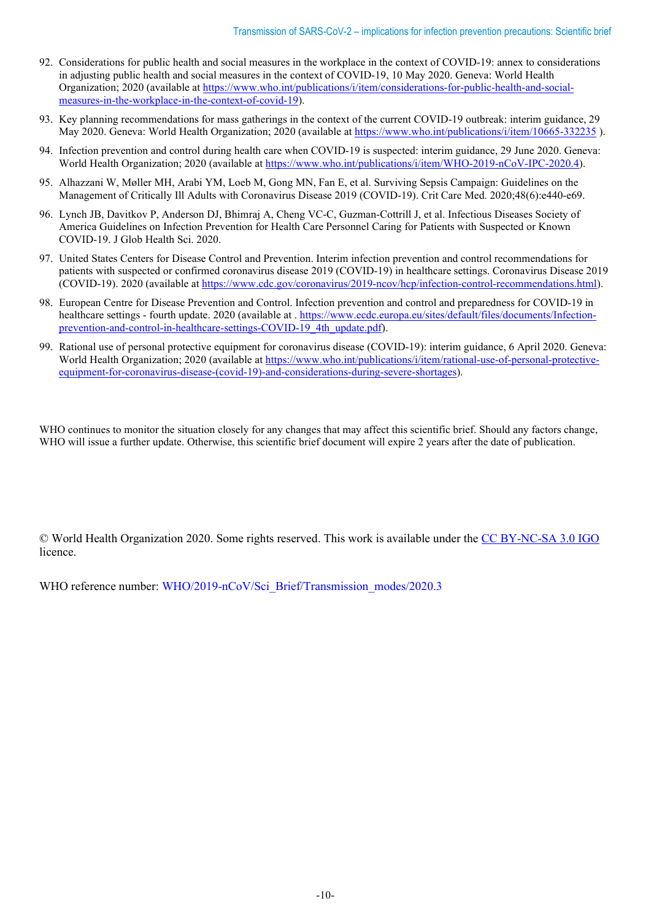92. Considerations for public health and social measures in the workplace in the context of COVID-19: annex to considerations in adjusting public health and social measures in the context of COVID-19, 10 May 2020. Geneva: World Health Organization; 2020 (available at https://www.who.int/publications/i/item/considerations-for-public-health-and-social-measures-in-the-workplace-in-the-context-of-covid-19).

93. Key planning recommendations for mass gatherings in the context of the current COVID-19 outbreak: interim guidance, 29 May 2020. Geneva: World Health Organization; 2020 (available at https://www.who.int/publications/i/item/10665-332235 ).

94. Infection prevention and control during health care when COVID-19 is suspected: interim guidance, 29 June 2020. Geneva: World Health Organization; 2020 (available at https://www.who.int/publications/i/item/WHO-2019-nCoV-IPC-2020.4).

95. Alhazzani W, Møller MH, Arabi YM, Loeb M, Gong MN, Fan E, et al. Surviving Sepsis Campaign: Guidelines on the Management of Critically Ill Adults with Coronavirus Disease 2019 (COVID-19). Crit Care Med. 2020;48(6):e440-e69.

96. Lynch JB, Davitkov P, Anderson DJ, Bhimraj A, Cheng VC-C, Guzman-Cottrill J, et al. Infectious Diseases Society of America Guidelines on Infection Prevention for Health Care Personnel Caring for Patients with Suspected or Known COVID-19. J Glob Health Sci. 2020.

97. United States Centers for Disease Control and Prevention. Interim infection prevention and control recommendations for patients with suspected or confirmed coronavirus disease 2019 (COVID-19) in healthcare settings. Coronavirus Disease 2019 (COVID-19). 2020 (available at https://www.cdc.gov/coronavirus/2019-ncov/hcp/infection-control-recommendations.html).

98. European Centre for Disease Prevention and Control. Infection prevention and control and preparedness for COVID-19 in healthcare settings - fourth update. 2020 (available at . https://www.ecdc.europa.eu/sites/default/files/documents/Infection-prevention-and-control-in-healthcare-settings-COVID-19_4th_update.pdf).

99. Rational use of personal protective equipment for coronavirus disease (COVID-19): interim guidance, 6 April 2020. Geneva: World Health Organization; 2020 (available at https://www.who.int/publications/i/item/rational-use-of-personal-protective-equipment-for-coronavirus-disease-(covid-19)-and-considerations-during-severe-shortages).

WHO continues to monitor the situation closely for any changes that may affect this scientific brief. Should any factors change, WHO will issue a further update. Otherwise, this scientific brief document will expire 2 years after the date of publication.

© World Health Organization 2020. Some rights reserved. This work is available under the CC BY-NC-SA 3.0 IGO licence.

WHO reference number: WHO/2019-nCoV/Sci_Brief/Transmission_modes/2020.3